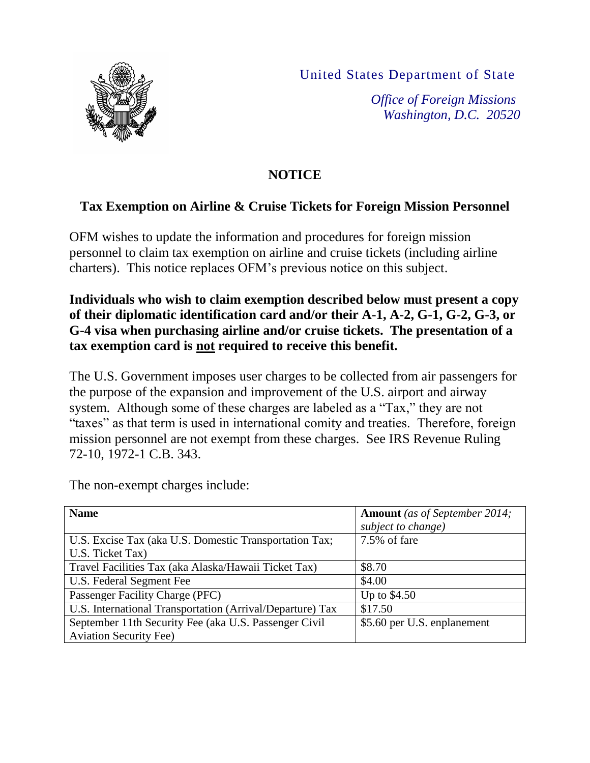United States Department of State

*Office of Foreign Missions*
*Washington, D.C. 20520*

## NOTICE

### Tax Exemption on Airline & Cruise Tickets for Foreign Mission Personnel

OFM wishes to update the information and procedures for foreign mission personnel to claim tax exemption on airline and cruise tickets (including airline charters). This notice replaces OFM's previous notice on this subject.

**Individuals who wish to claim exemption described below must present a copy of their diplomatic identification card and/or their A-1, A-2, G-1, G-2, G-3, or G-4 visa when purchasing airline and/or cruise tickets. The presentation of a tax exemption card is not required to receive this benefit.**

The U.S. Government imposes user charges to be collected from air passengers for the purpose of the expansion and improvement of the U.S. airport and airway system. Although some of these charges are labeled as a "Tax," they are not "taxes" as that term is used in international comity and treaties. Therefore, foreign mission personnel are not exempt from these charges. See IRS Revenue Ruling 72-10, 1972-1 C.B. 343.

The non-exempt charges include:

| **Name** | **Amount** *(as of September 2014; subject to change)* |
| --- | --- |
| U.S. Excise Tax (aka U.S. Domestic Transportation Tax; U.S. Ticket Tax) | 7.5% of fare |
| Travel Facilities Tax (aka Alaska/Hawaii Ticket Tax) | $8.70 |
| U.S. Federal Segment Fee | $4.00 |
| Passenger Facility Charge (PFC) | Up to $4.50 |
| U.S. International Transportation (Arrival/Departure) Tax | $17.50 |
| September 11th Security Fee (aka U.S. Passenger Civil Aviation Security Fee) | $5.60 per U.S. enplanement |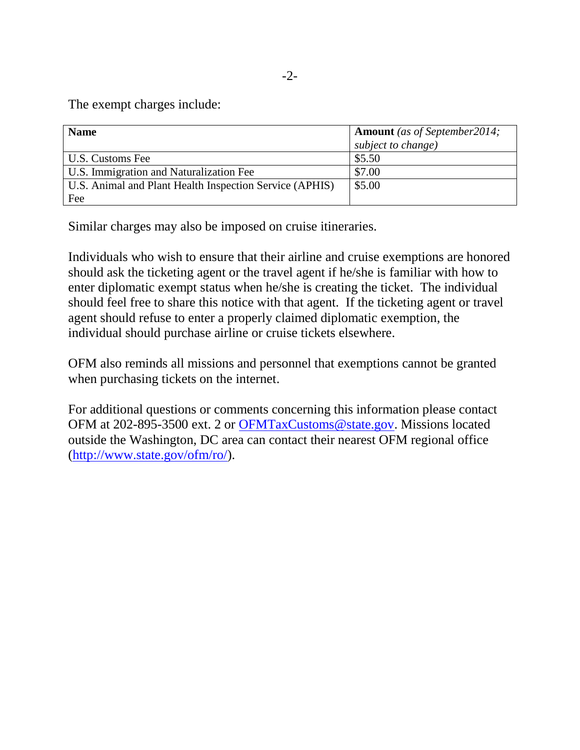The exempt charges include:

| **Name** | **Amount** *(as of September2014; subject to change)* |
|---|---|
| U.S. Customs Fee | $5.50 |
| U.S. Immigration and Naturalization Fee | $7.00 |
| U.S. Animal and Plant Health Inspection Service (APHIS) Fee | $5.00 |

Similar charges may also be imposed on cruise itineraries.

Individuals who wish to ensure that their airline and cruise exemptions are honored should ask the ticketing agent or the travel agent if he/she is familiar with how to enter diplomatic exempt status when he/she is creating the ticket. The individual should feel free to share this notice with that agent. If the ticketing agent or travel agent should refuse to enter a properly claimed diplomatic exemption, the individual should purchase airline or cruise tickets elsewhere.

OFM also reminds all missions and personnel that exemptions cannot be granted when purchasing tickets on the internet.

For additional questions or comments concerning this information please contact OFM at 202-895-3500 ext. 2 or OFMTaxCustoms@state.gov. Missions located outside the Washington, DC area can contact their nearest OFM regional office (http://www.state.gov/ofm/ro/).